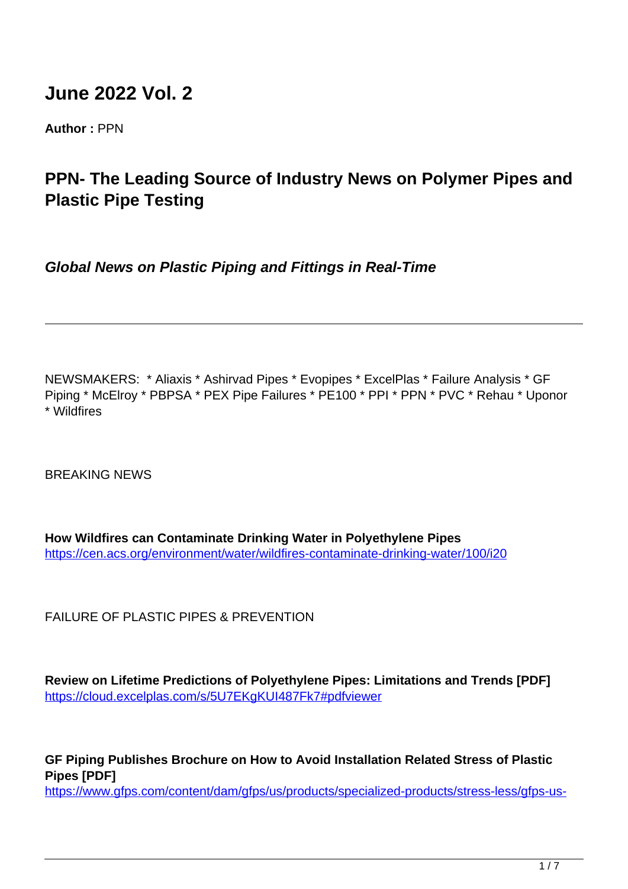# June 2022 Vol. 2

**Author :** PPN

## PPN- The Leading Source of Industry News on Polymer Pipes and Plastic Pipe Testing

***Global News on Plastic Piping and Fittings in Real-Time***

---

NEWSMAKERS: * Aliaxis * Ashirvad Pipes * Evopipes * ExcelPlas * Failure Analysis * GF Piping * McElroy * PBPSA * PEX Pipe Failures * PE100 * PPI * PPN * PVC * Rehau * Uponor * Wildfires

BREAKING NEWS

**How Wildfires can Contaminate Drinking Water in Polyethylene Pipes**
https://cen.acs.org/environment/water/wildfires-contaminate-drinking-water/100/i20

FAILURE OF PLASTIC PIPES & PREVENTION

**Review on Lifetime Predictions of Polyethylene Pipes: Limitations and Trends [PDF]**
https://cloud.excelplas.com/s/5U7EKgKUI487Fk7#pdfviewer

**GF Piping Publishes Brochure on How to Avoid Installation Related Stress of Plastic Pipes [PDF]**
https://www.gfps.com/content/dam/gfps/us/products/specialized-products/stress-less/gfps-us-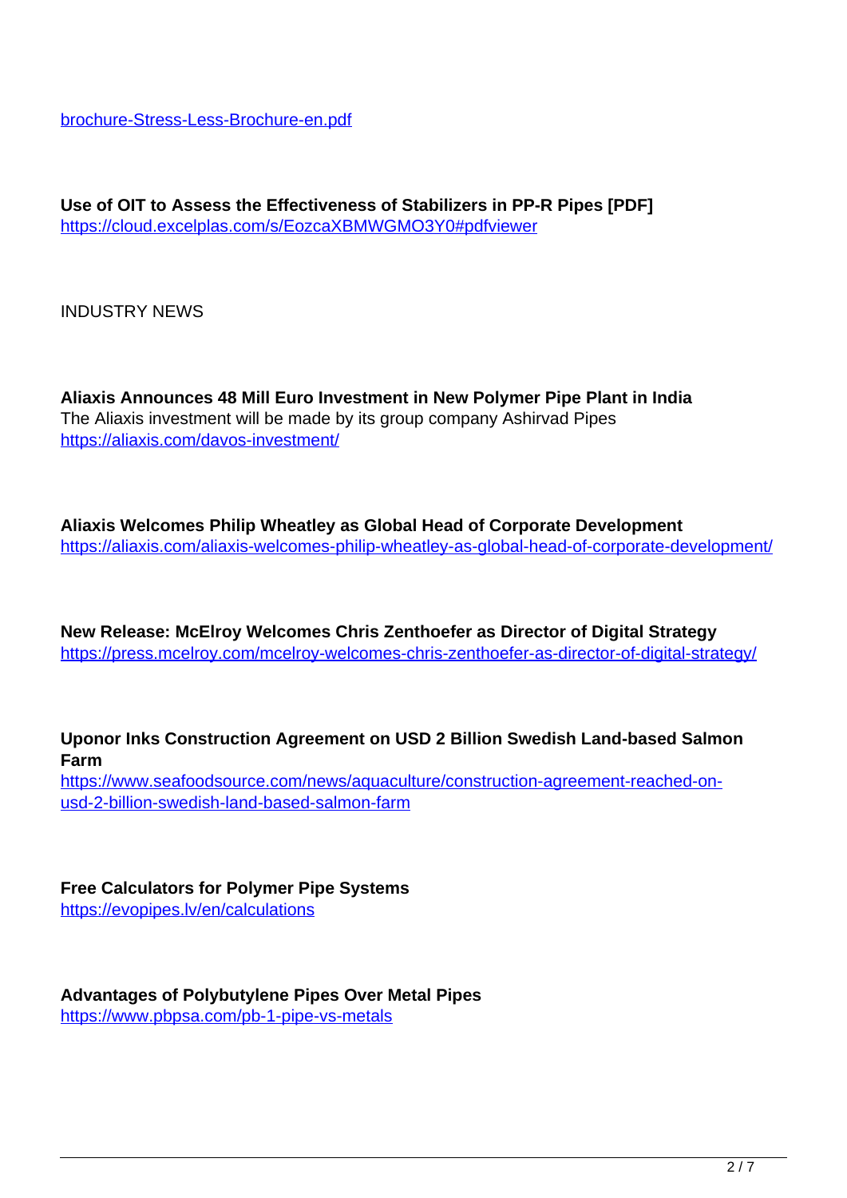brochure-Stress-Less-Brochure-en.pdf

**Use of OIT to Assess the Effectiveness of Stabilizers in PP-R Pipes [PDF]**
https://cloud.excelplas.com/s/EozcaXBMWGMO3Y0#pdfviewer

INDUSTRY NEWS

**Aliaxis Announces 48 Mill Euro Investment in New Polymer Pipe Plant in India**
The Aliaxis investment will be made by its group company Ashirvad Pipes
https://aliaxis.com/davos-investment/

**Aliaxis Welcomes Philip Wheatley as Global Head of Corporate Development**
https://aliaxis.com/aliaxis-welcomes-philip-wheatley-as-global-head-of-corporate-development/

**New Release: McElroy Welcomes Chris Zenthoefer as Director of Digital Strategy**
https://press.mcelroy.com/mcelroy-welcomes-chris-zenthoefer-as-director-of-digital-strategy/

**Uponor Inks Construction Agreement on USD 2 Billion Swedish Land-based Salmon Farm**
https://www.seafoodsource.com/news/aquaculture/construction-agreement-reached-on-usd-2-billion-swedish-land-based-salmon-farm

**Free Calculators for Polymer Pipe Systems**
https://evopipes.lv/en/calculations

**Advantages of Polybutylene Pipes Over Metal Pipes**
https://www.pbpsa.com/pb-1-pipe-vs-metals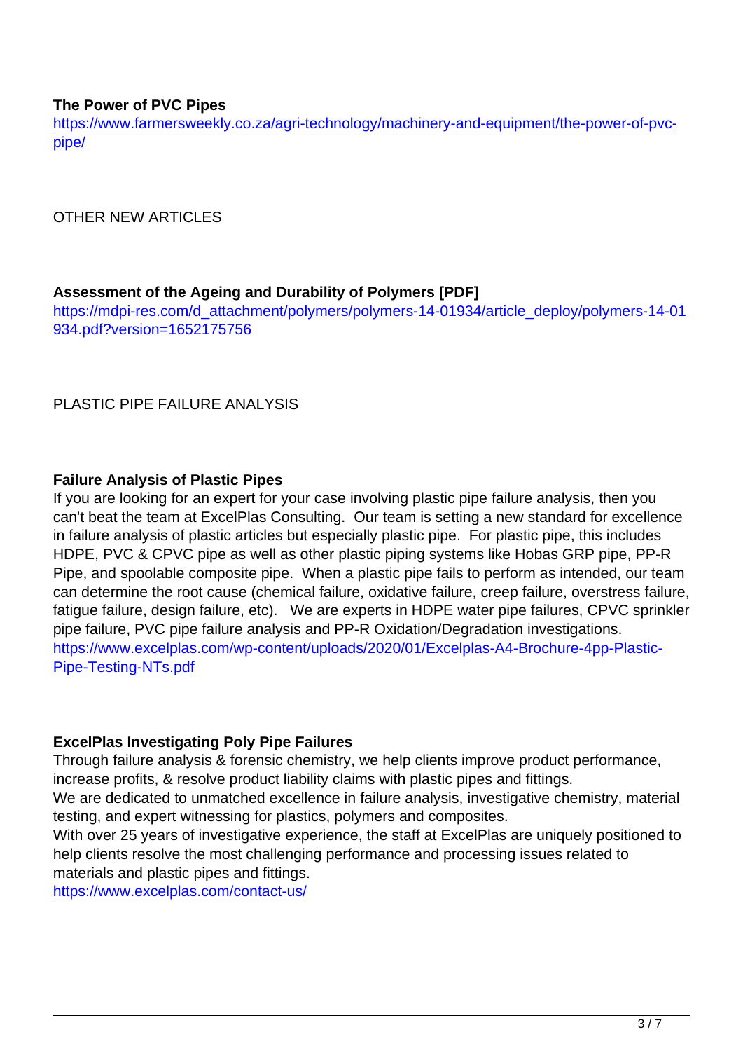**The Power of PVC Pipes**
https://www.farmersweekly.co.za/agri-technology/machinery-and-equipment/the-power-of-pvc-pipe/

OTHER NEW ARTICLES

**Assessment of the Ageing and Durability of Polymers [PDF]**
https://mdpi-res.com/d_attachment/polymers/polymers-14-01934/article_deploy/polymers-14-01934.pdf?version=1652175756

PLASTIC PIPE FAILURE ANALYSIS

**Failure Analysis of Plastic Pipes**
If you are looking for an expert for your case involving plastic pipe failure analysis, then you can't beat the team at ExcelPlas Consulting. Our team is setting a new standard for excellence in failure analysis of plastic articles but especially plastic pipe. For plastic pipe, this includes HDPE, PVC & CPVC pipe as well as other plastic piping systems like Hobas GRP pipe, PP-R Pipe, and spoolable composite pipe. When a plastic pipe fails to perform as intended, our team can determine the root cause (chemical failure, oxidative failure, creep failure, overstress failure, fatigue failure, design failure, etc). We are experts in HDPE water pipe failures, CPVC sprinkler pipe failure, PVC pipe failure analysis and PP-R Oxidation/Degradation investigations.
https://www.excelplas.com/wp-content/uploads/2020/01/Excelplas-A4-Brochure-4pp-Plastic-Pipe-Testing-NTs.pdf

**ExcelPlas Investigating Poly Pipe Failures**
Through failure analysis & forensic chemistry, we help clients improve product performance, increase profits, & resolve product liability claims with plastic pipes and fittings.
We are dedicated to unmatched excellence in failure analysis, investigative chemistry, material testing, and expert witnessing for plastics, polymers and composites.
With over 25 years of investigative experience, the staff at ExcelPlas are uniquely positioned to help clients resolve the most challenging performance and processing issues related to materials and plastic pipes and fittings.
https://www.excelplas.com/contact-us/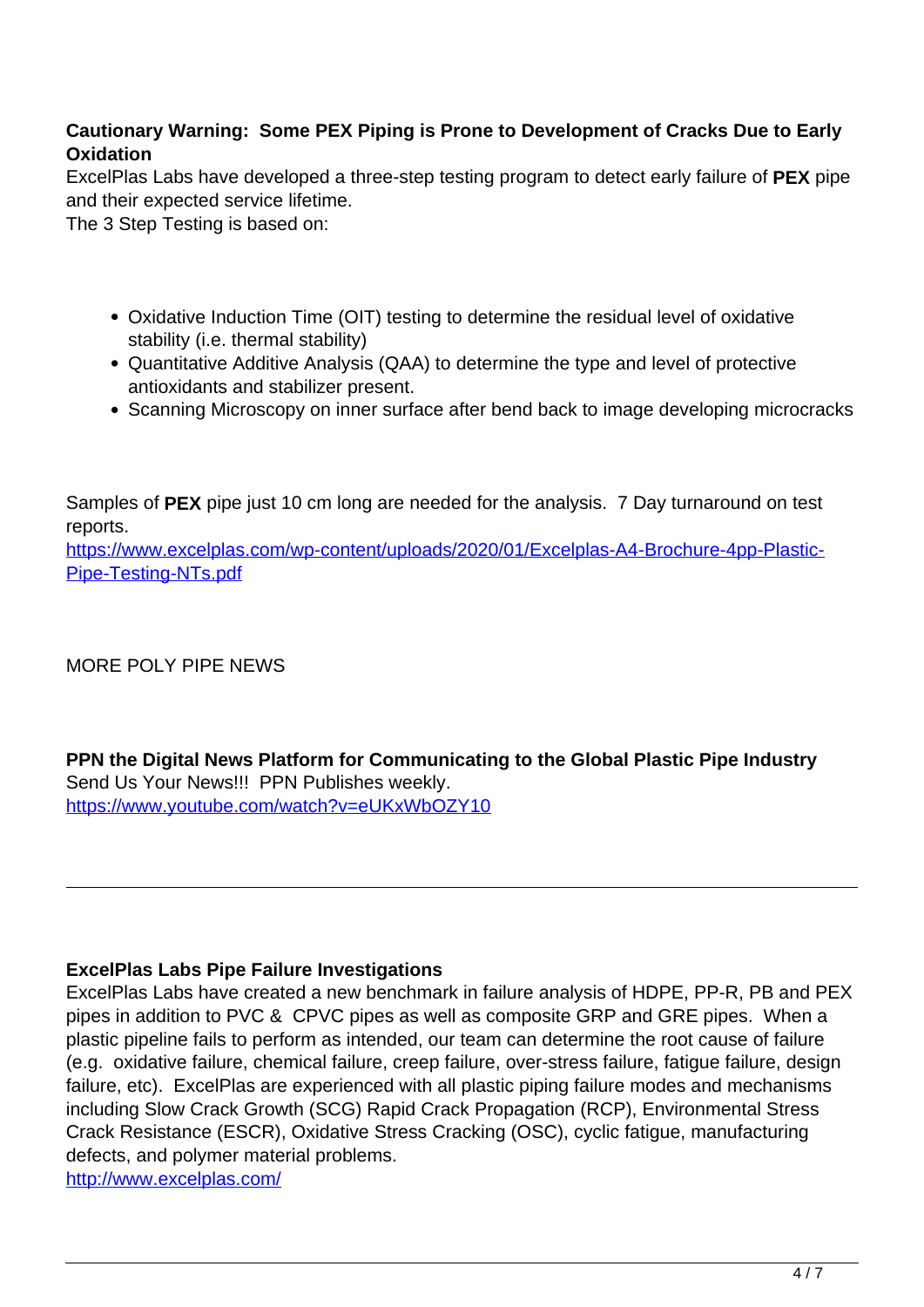**Cautionary Warning: Some PEX Piping is Prone to Development of Cracks Due to Early Oxidation**
ExcelPlas Labs have developed a three-step testing program to detect early failure of **PEX** pipe and their expected service lifetime.
The 3 Step Testing is based on:

- Oxidative Induction Time (OIT) testing to determine the residual level of oxidative stability (i.e. thermal stability)
- Quantitative Additive Analysis (QAA) to determine the type and level of protective antioxidants and stabilizer present.
- Scanning Microscopy on inner surface after bend back to image developing microcracks

Samples of **PEX** pipe just 10 cm long are needed for the analysis. 7 Day turnaround on test reports.
https://www.excelplas.com/wp-content/uploads/2020/01/Excelplas-A4-Brochure-4pp-Plastic-Pipe-Testing-NTs.pdf

MORE POLY PIPE NEWS

**PPN the Digital News Platform for Communicating to the Global Plastic Pipe Industry**
Send Us Your News!!! PPN Publishes weekly.
https://www.youtube.com/watch?v=eUKxWbOZY10

---

**ExcelPlas Labs Pipe Failure Investigations**
ExcelPlas Labs have created a new benchmark in failure analysis of HDPE, PP-R, PB and PEX pipes in addition to PVC & CPVC pipes as well as composite GRP and GRE pipes. When a plastic pipeline fails to perform as intended, our team can determine the root cause of failure (e.g. oxidative failure, chemical failure, creep failure, over-stress failure, fatigue failure, design failure, etc). ExcelPlas are experienced with all plastic piping failure modes and mechanisms including Slow Crack Growth (SCG) Rapid Crack Propagation (RCP), Environmental Stress Crack Resistance (ESCR), Oxidative Stress Cracking (OSC), cyclic fatigue, manufacturing defects, and polymer material problems.
http://www.excelplas.com/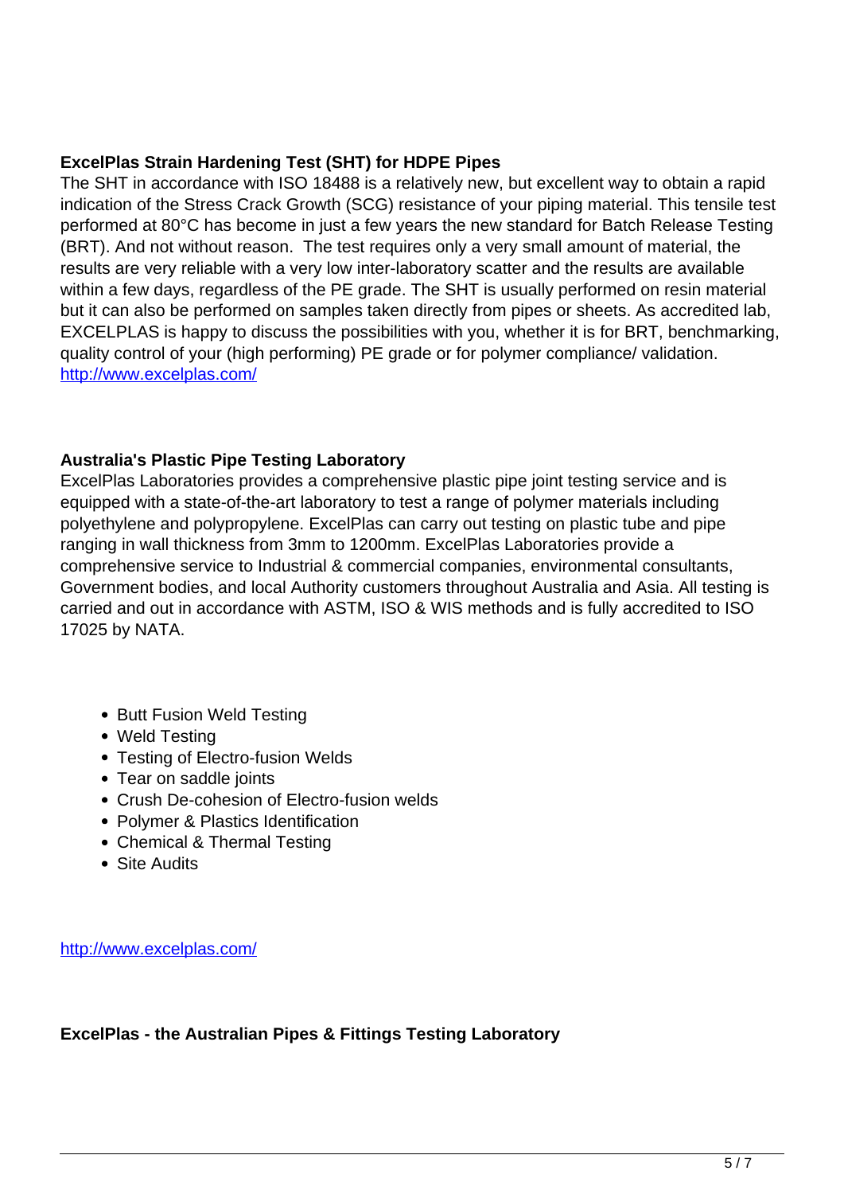**ExcelPlas Strain Hardening Test (SHT) for HDPE Pipes**

The SHT in accordance with ISO 18488 is a relatively new, but excellent way to obtain a rapid indication of the Stress Crack Growth (SCG) resistance of your piping material. This tensile test performed at 80°C has become in just a few years the new standard for Batch Release Testing (BRT). And not without reason. The test requires only a very small amount of material, the results are very reliable with a very low inter-laboratory scatter and the results are available within a few days, regardless of the PE grade. The SHT is usually performed on resin material but it can also be performed on samples taken directly from pipes or sheets. As accredited lab, EXCELPLAS is happy to discuss the possibilities with you, whether it is for BRT, benchmarking, quality control of your (high performing) PE grade or for polymer compliance/ validation.
[http://www.excelplas.com/](http://www.excelplas.com/)

**Australia's Plastic Pipe Testing Laboratory**

ExcelPlas Laboratories provides a comprehensive plastic pipe joint testing service and is equipped with a state-of-the-art laboratory to test a range of polymer materials including polyethylene and polypropylene. ExcelPlas can carry out testing on plastic tube and pipe ranging in wall thickness from 3mm to 1200mm. ExcelPlas Laboratories provide a comprehensive service to Industrial & commercial companies, environmental consultants, Government bodies, and local Authority customers throughout Australia and Asia. All testing is carried and out in accordance with ASTM, ISO & WIS methods and is fully accredited to ISO 17025 by NATA.

- Butt Fusion Weld Testing
- Weld Testing
- Testing of Electro-fusion Welds
- Tear on saddle joints
- Crush De-cohesion of Electro-fusion welds
- Polymer & Plastics Identification
- Chemical & Thermal Testing
- Site Audits

[http://www.excelplas.com/](http://www.excelplas.com/)

**ExcelPlas - the Australian Pipes & Fittings Testing Laboratory**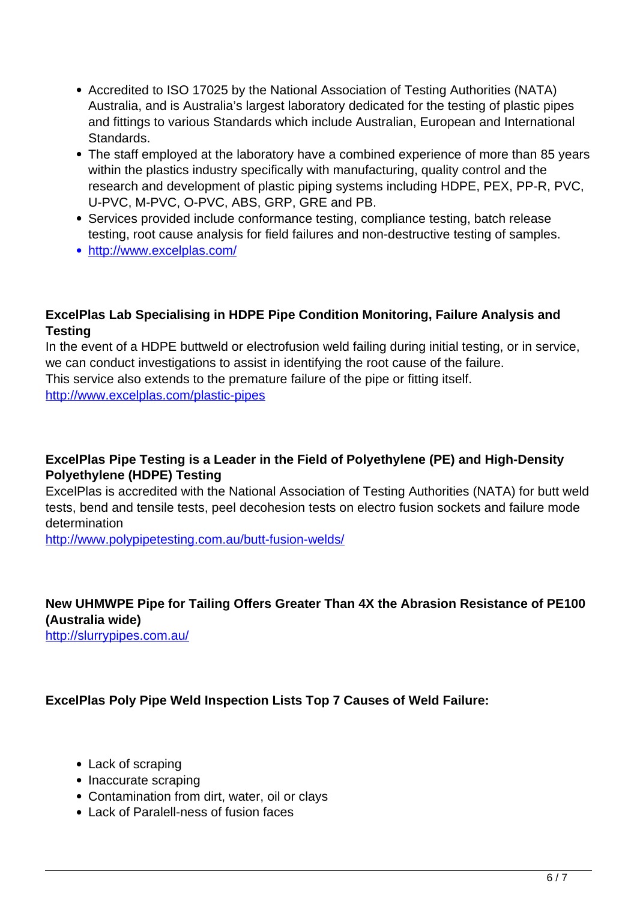- Accredited to ISO 17025 by the National Association of Testing Authorities (NATA) Australia, and is Australia's largest laboratory dedicated for the testing of plastic pipes and fittings to various Standards which include Australian, European and International Standards.
- The staff employed at the laboratory have a combined experience of more than 85 years within the plastics industry specifically with manufacturing, quality control and the research and development of plastic piping systems including HDPE, PEX, PP-R, PVC, U-PVC, M-PVC, O-PVC, ABS, GRP, GRE and PB.
- Services provided include conformance testing, compliance testing, batch release testing, root cause analysis for field failures and non-destructive testing of samples.
- http://www.excelplas.com/

**ExcelPlas Lab Specialising in HDPE Pipe Condition Monitoring, Failure Analysis and Testing**

In the event of a HDPE buttweld or electrofusion weld failing during initial testing, or in service, we can conduct investigations to assist in identifying the root cause of the failure.
This service also extends to the premature failure of the pipe or fitting itself.
http://www.excelplas.com/plastic-pipes

**ExcelPlas Pipe Testing is a Leader in the Field of Polyethylene (PE) and High-Density Polyethylene (HDPE) Testing**

ExcelPlas is accredited with the National Association of Testing Authorities (NATA) for butt weld tests, bend and tensile tests, peel decohesion tests on electro fusion sockets and failure mode determination
http://www.polypipetesting.com.au/butt-fusion-welds/

**New UHMWPE Pipe for Tailing Offers Greater Than 4X the Abrasion Resistance of PE100 (Australia wide)**
http://slurrypipes.com.au/

**ExcelPlas Poly Pipe Weld Inspection Lists Top 7 Causes of Weld Failure:**

- Lack of scraping
- Inaccurate scraping
- Contamination from dirt, water, oil or clays
- Lack of Paralell-ness of fusion faces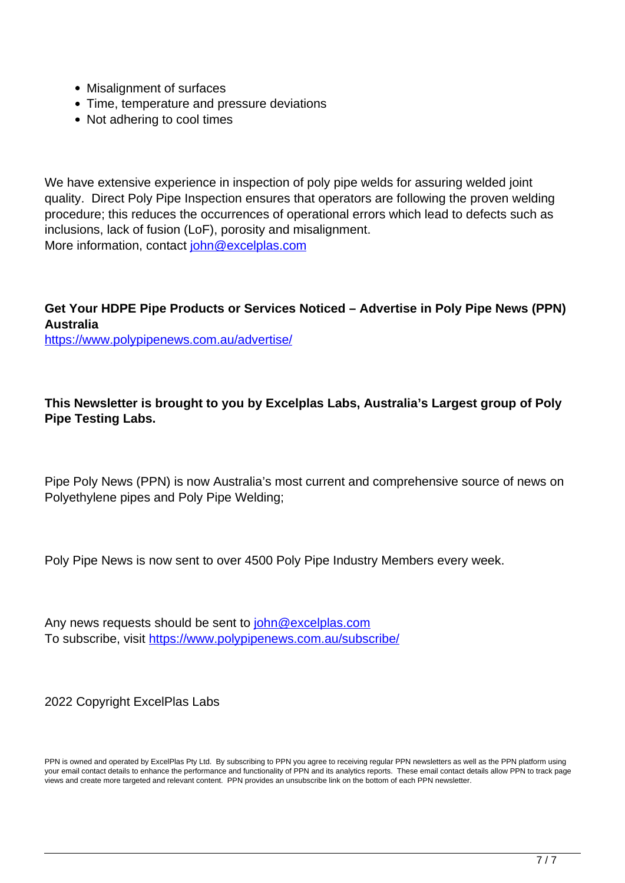- Misalignment of surfaces
- Time, temperature and pressure deviations
- Not adhering to cool times

We have extensive experience in inspection of poly pipe welds for assuring welded joint quality. Direct Poly Pipe Inspection ensures that operators are following the proven welding procedure; this reduces the occurrences of operational errors which lead to defects such as inclusions, lack of fusion (LoF), porosity and misalignment.
More information, contact [john@excelplas.com](mailto:john@excelplas.com)

**Get Your HDPE Pipe Products or Services Noticed – Advertise in Poly Pipe News (PPN) Australia**
[https://www.polypipenews.com.au/advertise/](https://www.polypipenews.com.au/advertise/)

**This Newsletter is brought to you by Excelplas Labs, Australia's Largest group of Poly Pipe Testing Labs.**

Pipe Poly News (PPN) is now Australia's most current and comprehensive source of news on Polyethylene pipes and Poly Pipe Welding;

Poly Pipe News is now sent to over 4500 Poly Pipe Industry Members every week.

Any news requests should be sent to [john@excelplas.com](mailto:john@excelplas.com)
To subscribe, visit [https://www.polypipenews.com.au/subscribe/](https://www.polypipenews.com.au/subscribe/)

2022 Copyright ExcelPlas Labs

PPN is owned and operated by ExcelPlas Pty Ltd. By subscribing to PPN you agree to receiving regular PPN newsletters as well as the PPN platform using your email contact details to enhance the performance and functionality of PPN and its analytics reports. These email contact details allow PPN to track page views and create more targeted and relevant content. PPN provides an unsubscribe link on the bottom of each PPN newsletter.